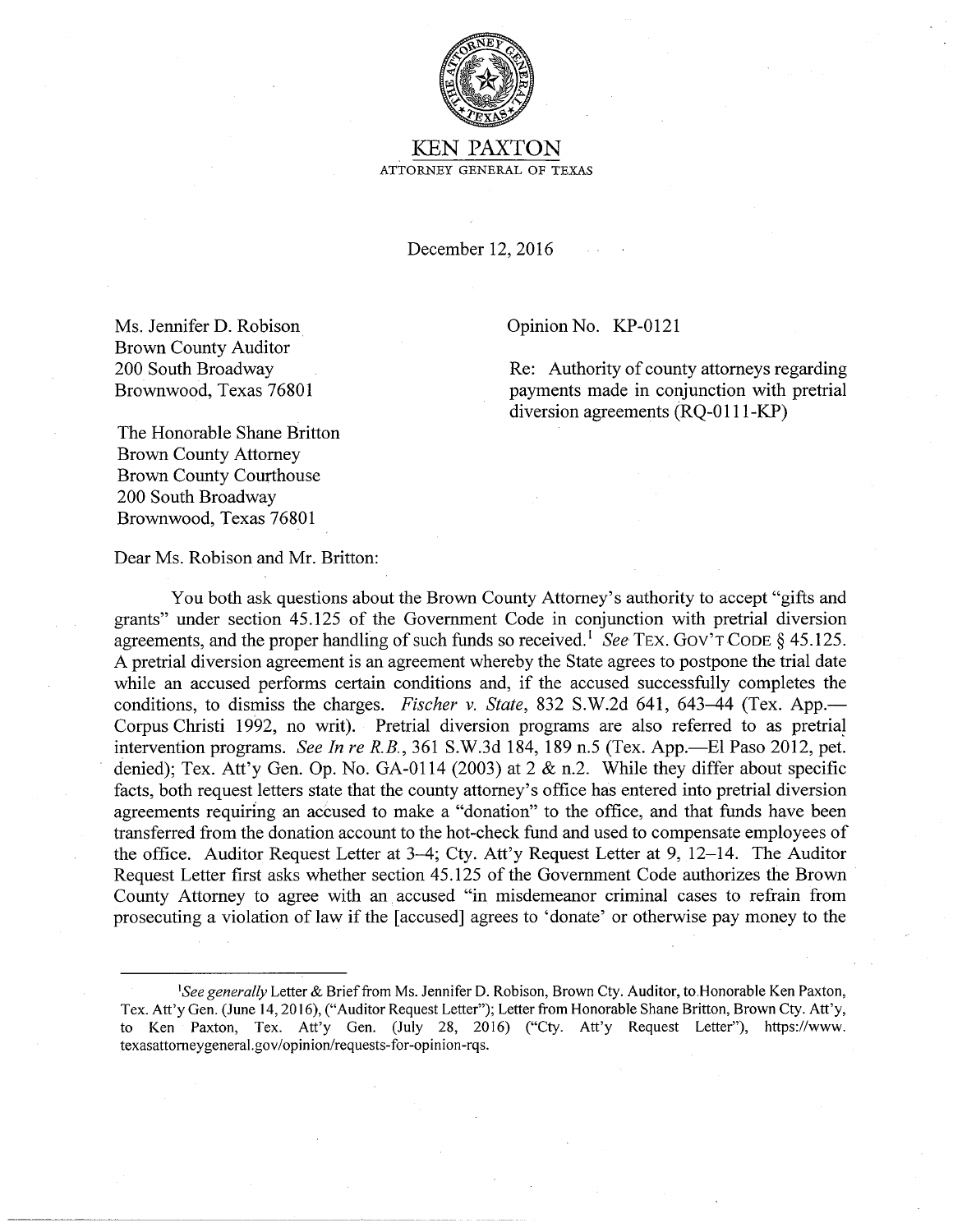# KEN PAXTON

ATTORNEY GENERAL OF TEXAS

December 12, 2016

Ms. Jennifer D. Robison
Brown County Auditor
200 South Broadway
Brownwood, Texas 76801

The Honorable Shane Britton
Brown County Attorney
Brown County Courthouse
200 South Broadway
Brownwood, Texas 76801

Opinion No. KP-0121

Re: Authority of county attorneys regarding payments made in conjunction with pretrial diversion agreements (RQ-0111-KP)

Dear Ms. Robison and Mr. Britton:

You both ask questions about the Brown County Attorney's authority to accept "gifts and grants" under section 45.125 of the Government Code in conjunction with pretrial diversion agreements, and the proper handling of such funds so received.[1] *See* TEX. GOV'T CODE § 45.125. A pretrial diversion agreement is an agreement whereby the State agrees to postpone the trial date while an accused performs certain conditions and, if the accused successfully completes the conditions, to dismiss the charges. *Fischer v. State*, 832 S.W.2d 641, 643–44 (Tex. App.—Corpus Christi 1992, no writ). Pretrial diversion programs are also referred to as pretrial intervention programs. *See In re R.B.*, 361 S.W.3d 184, 189 n.5 (Tex. App.—El Paso 2012, pet. denied); Tex. Att'y Gen. Op. No. GA-0114 (2003) at 2 & n.2. While they differ about specific facts, both request letters state that the county attorney's office has entered into pretrial diversion agreements requiring an accused to make a "donation" to the office, and that funds have been transferred from the donation account to the hot-check fund and used to compensate employees of the office. Auditor Request Letter at 3–4; Cty. Att'y Request Letter at 9, 12–14. The Auditor Request Letter first asks whether section 45.125 of the Government Code authorizes the Brown County Attorney to agree with an accused "in misdemeanor criminal cases to refrain from prosecuting a violation of law if the [accused] agrees to 'donate' or otherwise pay money to the

---

[1] *See generally* Letter & Brief from Ms. Jennifer D. Robison, Brown Cty. Auditor, to Honorable Ken Paxton, Tex. Att'y Gen. (June 14, 2016), ("Auditor Request Letter"); Letter from Honorable Shane Britton, Brown Cty. Att'y, to Ken Paxton, Tex. Att'y Gen. (July 28, 2016) ("Cty. Att'y Request Letter"), https://www.texasattorneygeneral.gov/opinion/requests-for-opinion-rqs.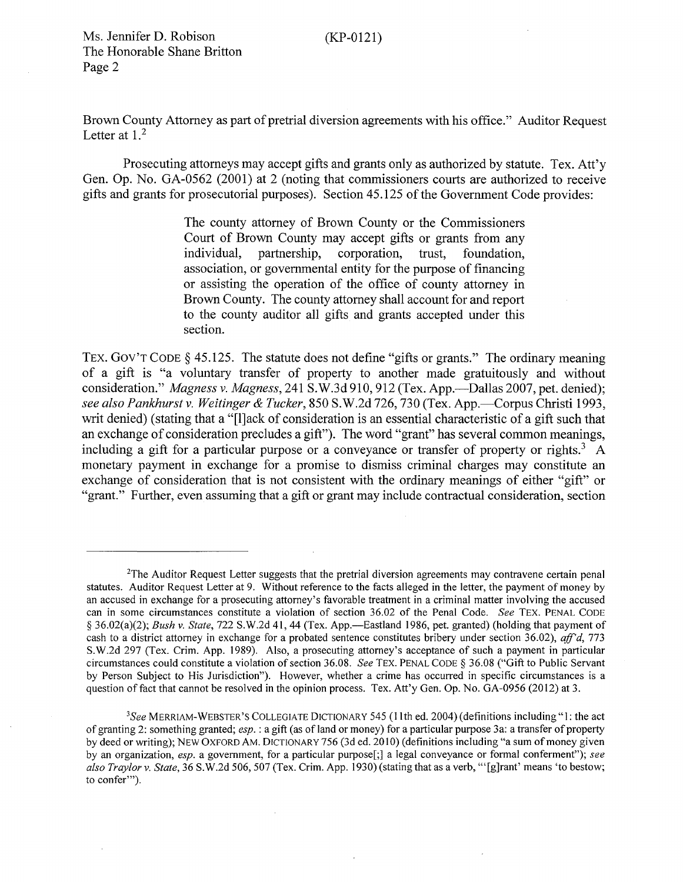Brown County Attorney as part of pretrial diversion agreements with his office." Auditor Request Letter at 1.[2]

Prosecuting attorneys may accept gifts and grants only as authorized by statute. Tex. Att'y Gen. Op. No. GA-0562 (2001) at 2 (noting that commissioners courts are authorized to receive gifts and grants for prosecutorial purposes). Section 45.125 of the Government Code provides:

> The county attorney of Brown County or the Commissioners Court of Brown County may accept gifts or grants from any individual, partnership, corporation, trust, foundation, association, or governmental entity for the purpose of financing or assisting the operation of the office of county attorney in Brown County. The county attorney shall account for and report to the county auditor all gifts and grants accepted under this section.

TEX. GOV'T CODE § 45.125. The statute does not define "gifts or grants." The ordinary meaning of a gift is "a voluntary transfer of property to another made gratuitously and without consideration." *Magness v. Magness*, 241 S.W.3d 910, 912 (Tex. App.—Dallas 2007, pet. denied); *see also Pankhurst v. Weitinger & Tucker*, 850 S.W.2d 726, 730 (Tex. App.—Corpus Christi 1993, writ denied) (stating that a "[l]ack of consideration is an essential characteristic of a gift such that an exchange of consideration precludes a gift"). The word "grant" has several common meanings, including a gift for a particular purpose or a conveyance or transfer of property or rights.[3] A monetary payment in exchange for a promise to dismiss criminal charges may constitute an exchange of consideration that is not consistent with the ordinary meanings of either "gift" or "grant." Further, even assuming that a gift or grant may include contractual consideration, section

---

[2]The Auditor Request Letter suggests that the pretrial diversion agreements may contravene certain penal statutes. Auditor Request Letter at 9. Without reference to the facts alleged in the letter, the payment of money by an accused in exchange for a prosecuting attorney's favorable treatment in a criminal matter involving the accused can in some circumstances constitute a violation of section 36.02 of the Penal Code. *See* TEX. PENAL CODE § 36.02(a)(2); *Bush v. State*, 722 S.W.2d 41, 44 (Tex. App.—Eastland 1986, pet. granted) (holding that payment of cash to a district attorney in exchange for a probated sentence constitutes bribery under section 36.02), *aff'd*, 773 S.W.2d 297 (Tex. Crim. App. 1989). Also, a prosecuting attorney's acceptance of such a payment in particular circumstances could constitute a violation of section 36.08. *See* TEX. PENAL CODE § 36.08 ("Gift to Public Servant by Person Subject to His Jurisdiction"). However, whether a crime has occurred in specific circumstances is a question of fact that cannot be resolved in the opinion process. Tex. Att'y Gen. Op. No. GA-0956 (2012) at 3.

[3]*See* MERRIAM-WEBSTER'S COLLEGIATE DICTIONARY 545 (11th ed. 2004) (definitions including "1: the act of granting 2: something granted; *esp.* : a gift (as of land or money) for a particular purpose 3a: a transfer of property by deed or writing); NEW OXFORD AM. DICTIONARY 756 (3d ed. 2010) (definitions including "a sum of money given by an organization, *esp.* a government, for a particular purpose[;] a legal conveyance or formal conferment"); *see also Traylor v. State*, 36 S.W.2d 506, 507 (Tex. Crim. App. 1930) (stating that as a verb, "'[g]rant' means 'to bestow; to confer'").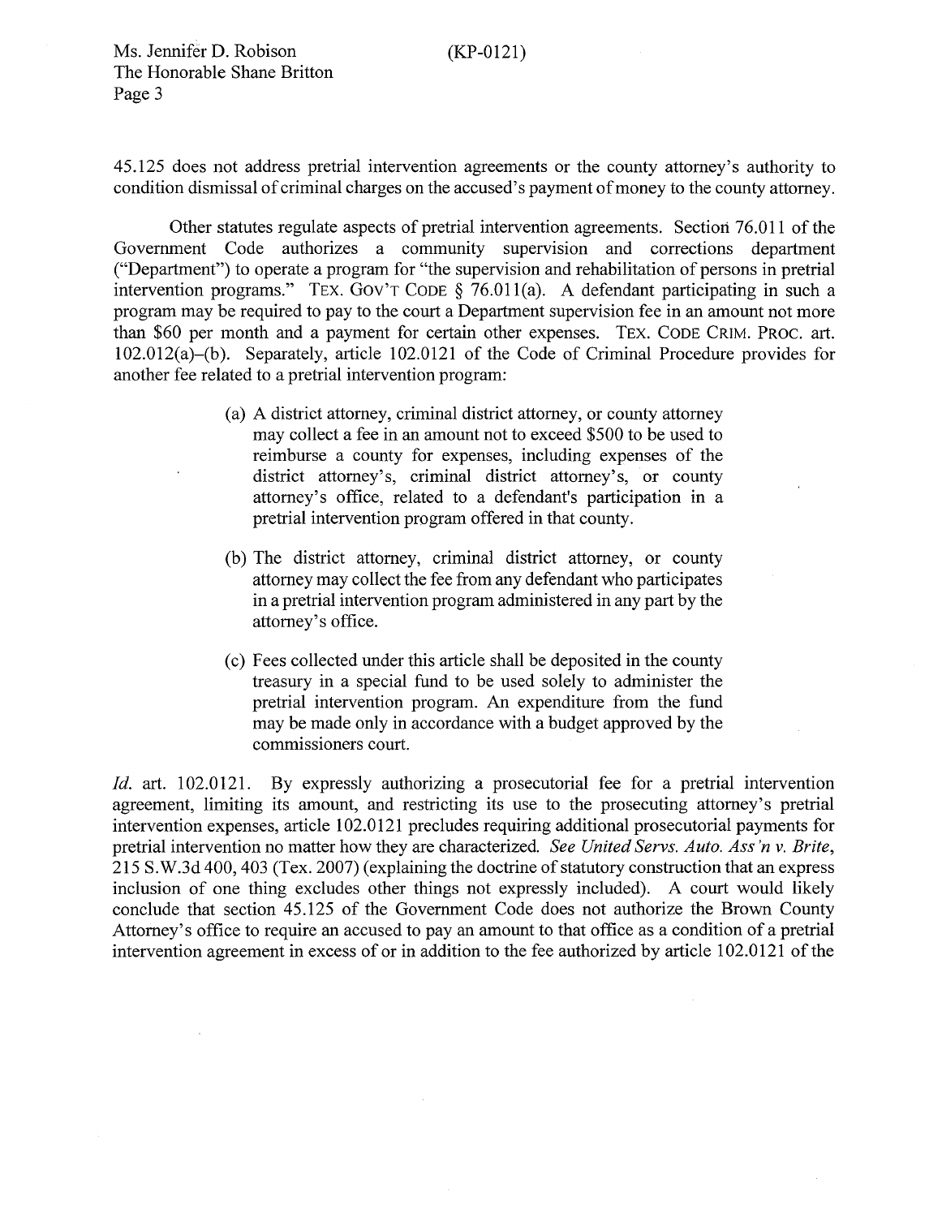45.125 does not address pretrial intervention agreements or the county attorney's authority to condition dismissal of criminal charges on the accused's payment of money to the county attorney.

Other statutes regulate aspects of pretrial intervention agreements. Section 76.011 of the Government Code authorizes a community supervision and corrections department ("Department") to operate a program for "the supervision and rehabilitation of persons in pretrial intervention programs." TEX. GOV'T CODE § 76.011(a). A defendant participating in such a program may be required to pay to the court a Department supervision fee in an amount not more than $60 per month and a payment for certain other expenses. TEX. CODE CRIM. PROC. art. 102.012(a)–(b). Separately, article 102.0121 of the Code of Criminal Procedure provides for another fee related to a pretrial intervention program:

> (a) A district attorney, criminal district attorney, or county attorney may collect a fee in an amount not to exceed $500 to be used to reimburse a county for expenses, including expenses of the district attorney's, criminal district attorney's, or county attorney's office, related to a defendant's participation in a pretrial intervention program offered in that county.
>
> (b) The district attorney, criminal district attorney, or county attorney may collect the fee from any defendant who participates in a pretrial intervention program administered in any part by the attorney's office.
>
> (c) Fees collected under this article shall be deposited in the county treasury in a special fund to be used solely to administer the pretrial intervention program. An expenditure from the fund may be made only in accordance with a budget approved by the commissioners court.

*Id.* art. 102.0121. By expressly authorizing a prosecutorial fee for a pretrial intervention agreement, limiting its amount, and restricting its use to the prosecuting attorney's pretrial intervention expenses, article 102.0121 precludes requiring additional prosecutorial payments for pretrial intervention no matter how they are characterized. *See United Servs. Auto. Ass'n v. Brite*, 215 S.W.3d 400, 403 (Tex. 2007) (explaining the doctrine of statutory construction that an express inclusion of one thing excludes other things not expressly included). A court would likely conclude that section 45.125 of the Government Code does not authorize the Brown County Attorney's office to require an accused to pay an amount to that office as a condition of a pretrial intervention agreement in excess of or in addition to the fee authorized by article 102.0121 of the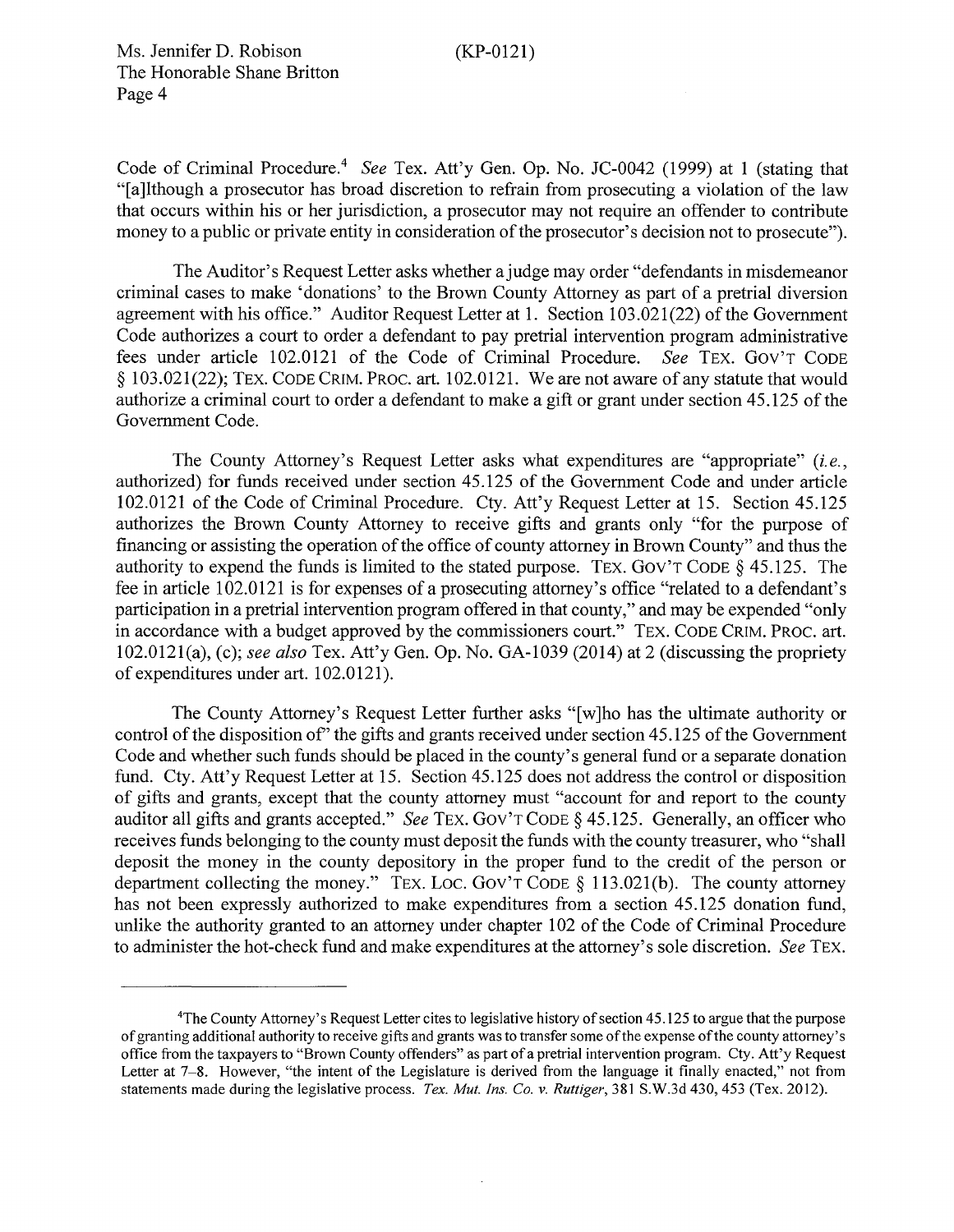Code of Criminal Procedure.[4] *See* Tex. Att'y Gen. Op. No. JC-0042 (1999) at 1 (stating that "[a]lthough a prosecutor has broad discretion to refrain from prosecuting a violation of the law that occurs within his or her jurisdiction, a prosecutor may not require an offender to contribute money to a public or private entity in consideration of the prosecutor's decision not to prosecute").

The Auditor's Request Letter asks whether a judge may order "defendants in misdemeanor criminal cases to make 'donations' to the Brown County Attorney as part of a pretrial diversion agreement with his office." Auditor Request Letter at 1. Section 103.021(22) of the Government Code authorizes a court to order a defendant to pay pretrial intervention program administrative fees under article 102.0121 of the Code of Criminal Procedure. *See* TEX. GOV'T CODE § 103.021(22); TEX. CODE CRIM. PROC. art. 102.0121. We are not aware of any statute that would authorize a criminal court to order a defendant to make a gift or grant under section 45.125 of the Government Code.

The County Attorney's Request Letter asks what expenditures are "appropriate" (*i.e.*, authorized) for funds received under section 45.125 of the Government Code and under article 102.0121 of the Code of Criminal Procedure. Cty. Att'y Request Letter at 15. Section 45.125 authorizes the Brown County Attorney to receive gifts and grants only "for the purpose of financing or assisting the operation of the office of county attorney in Brown County" and thus the authority to expend the funds is limited to the stated purpose. TEX. GOV'T CODE § 45.125. The fee in article 102.0121 is for expenses of a prosecuting attorney's office "related to a defendant's participation in a pretrial intervention program offered in that county," and may be expended "only in accordance with a budget approved by the commissioners court." TEX. CODE CRIM. PROC. art. 102.0121(a), (c); *see also* Tex. Att'y Gen. Op. No. GA-1039 (2014) at 2 (discussing the propriety of expenditures under art. 102.0121).

The County Attorney's Request Letter further asks "[w]ho has the ultimate authority or control of the disposition of" the gifts and grants received under section 45.125 of the Government Code and whether such funds should be placed in the county's general fund or a separate donation fund. Cty. Att'y Request Letter at 15. Section 45.125 does not address the control or disposition of gifts and grants, except that the county attorney must "account for and report to the county auditor all gifts and grants accepted." *See* TEX. GOV'T CODE § 45.125. Generally, an officer who receives funds belonging to the county must deposit the funds with the county treasurer, who "shall deposit the money in the county depository in the proper fund to the credit of the person or department collecting the money." TEX. LOC. GOV'T CODE § 113.021(b). The county attorney has not been expressly authorized to make expenditures from a section 45.125 donation fund, unlike the authority granted to an attorney under chapter 102 of the Code of Criminal Procedure to administer the hot-check fund and make expenditures at the attorney's sole discretion. *See* TEX.

---

[4] The County Attorney's Request Letter cites to legislative history of section 45.125 to argue that the purpose of granting additional authority to receive gifts and grants was to transfer some of the expense of the county attorney's office from the taxpayers to "Brown County offenders" as part of a pretrial intervention program. Cty. Att'y Request Letter at 7–8. However, "the intent of the Legislature is derived from the language it finally enacted," not from statements made during the legislative process. *Tex. Mut. Ins. Co. v. Ruttiger*, 381 S.W.3d 430, 453 (Tex. 2012).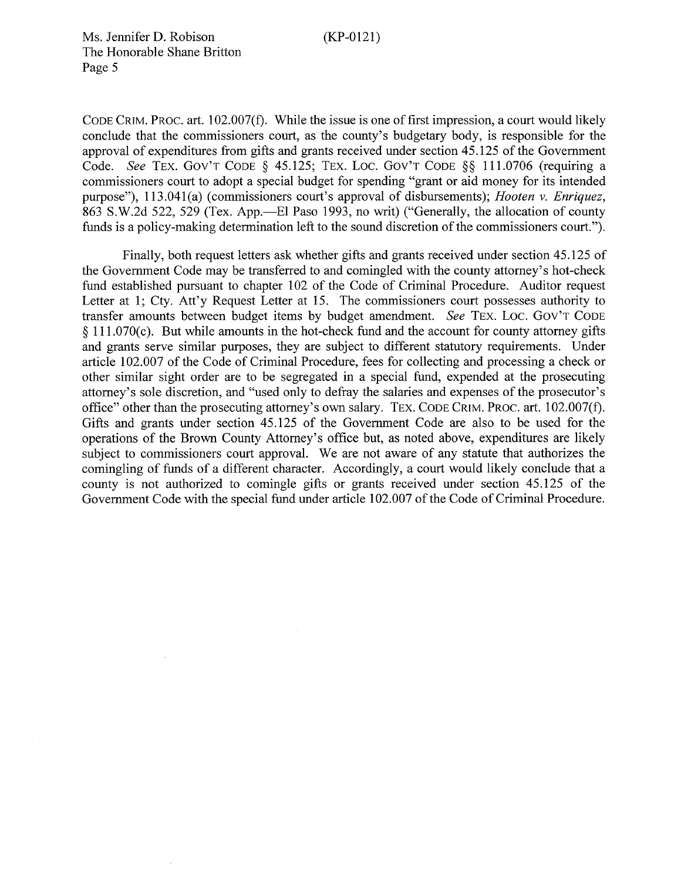CODE CRIM. PROC. art. 102.007(f). While the issue is one of first impression, a court would likely conclude that the commissioners court, as the county's budgetary body, is responsible for the approval of expenditures from gifts and grants received under section 45.125 of the Government Code. *See* TEX. GOV'T CODE § 45.125; TEX. LOC. GOV'T CODE §§ 111.0706 (requiring a commissioners court to adopt a special budget for spending "grant or aid money for its intended purpose"), 113.041(a) (commissioners court's approval of disbursements); *Hooten v. Enriquez*, 863 S.W.2d 522, 529 (Tex. App.—El Paso 1993, no writ) ("Generally, the allocation of county funds is a policy-making determination left to the sound discretion of the commissioners court.").

Finally, both request letters ask whether gifts and grants received under section 45.125 of the Government Code may be transferred to and comingled with the county attorney's hot-check fund established pursuant to chapter 102 of the Code of Criminal Procedure. Auditor request Letter at 1; Cty. Att'y Request Letter at 15. The commissioners court possesses authority to transfer amounts between budget items by budget amendment. *See* TEX. LOC. GOV'T CODE § 111.070(c). But while amounts in the hot-check fund and the account for county attorney gifts and grants serve similar purposes, they are subject to different statutory requirements. Under article 102.007 of the Code of Criminal Procedure, fees for collecting and processing a check or other similar sight order are to be segregated in a special fund, expended at the prosecuting attorney's sole discretion, and "used only to defray the salaries and expenses of the prosecutor's office" other than the prosecuting attorney's own salary. TEX. CODE CRIM. PROC. art. 102.007(f). Gifts and grants under section 45.125 of the Government Code are also to be used for the operations of the Brown County Attorney's office but, as noted above, expenditures are likely subject to commissioners court approval. We are not aware of any statute that authorizes the comingling of funds of a different character. Accordingly, a court would likely conclude that a county is not authorized to comingle gifts or grants received under section 45.125 of the Government Code with the special fund under article 102.007 of the Code of Criminal Procedure.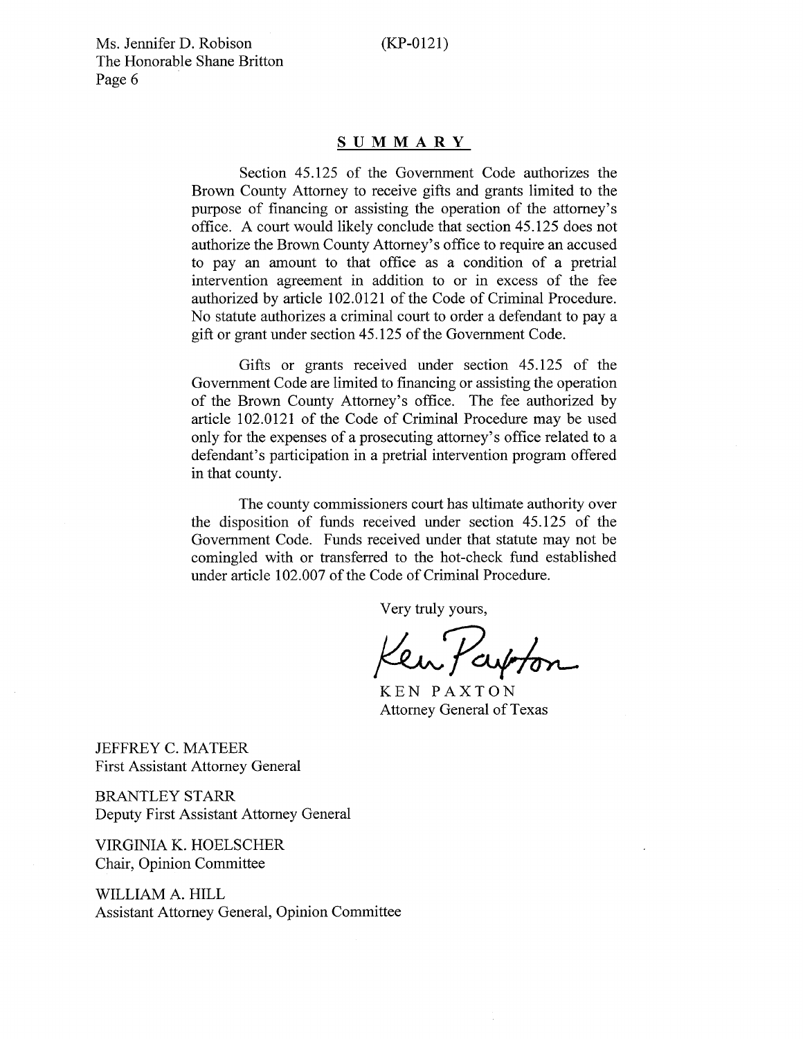## SUMMARY

Section 45.125 of the Government Code authorizes the Brown County Attorney to receive gifts and grants limited to the purpose of financing or assisting the operation of the attorney's office. A court would likely conclude that section 45.125 does not authorize the Brown County Attorney's office to require an accused to pay an amount to that office as a condition of a pretrial intervention agreement in addition to or in excess of the fee authorized by article 102.0121 of the Code of Criminal Procedure. No statute authorizes a criminal court to order a defendant to pay a gift or grant under section 45.125 of the Government Code.

Gifts or grants received under section 45.125 of the Government Code are limited to financing or assisting the operation of the Brown County Attorney's office. The fee authorized by article 102.0121 of the Code of Criminal Procedure may be used only for the expenses of a prosecuting attorney's office related to a defendant's participation in a pretrial intervention program offered in that county.

The county commissioners court has ultimate authority over the disposition of funds received under section 45.125 of the Government Code. Funds received under that statute may not be comingled with or transferred to the hot-check fund established under article 102.007 of the Code of Criminal Procedure.

Very truly yours,

Ken Paxton

KEN PAXTON
Attorney General of Texas

JEFFREY C. MATEER
First Assistant Attorney General

BRANTLEY STARR
Deputy First Assistant Attorney General

VIRGINIA K. HOELSCHER
Chair, Opinion Committee

WILLIAM A. HILL
Assistant Attorney General, Opinion Committee